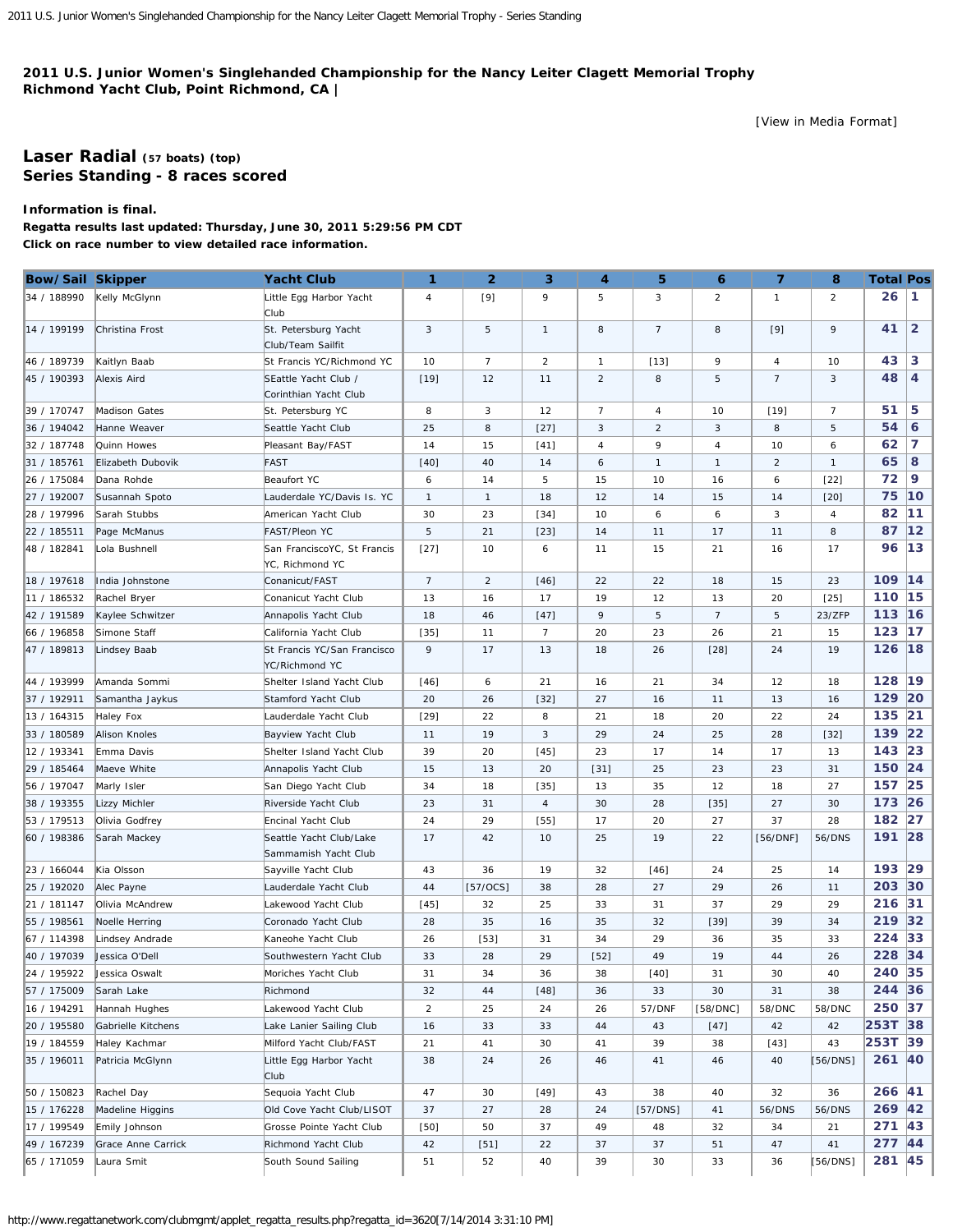**2011 U.S. Junior Women's Singlehanded Championship for the Nancy Leiter Clagett Memorial Trophy**
**Richmond Yacht Club, Point Richmond, CA |**

[View in Media Format]

## Laser Radial (57 boats) (top)
## Series Standing - 8 races scored

**Information is final.**
**Regatta results last updated: Thursday, June 30, 2011 5:29:56 PM CDT**
**Click on race number to view detailed race information.**

| Bow/Sail | Skipper | Yacht Club | 1 | 2 | 3 | 4 | 5 | 6 | 7 | 8 | Total | Pos |
|---|---|---|---|---|---|---|---|---|---|---|---|---|
| 34 / 188990 | Kelly McGlynn | Little Egg Harbor Yacht Club | 4 | [9] | 9 | 5 | 3 | 2 | 1 | 2 | 26 | 1 |
| 14 / 199199 | Christina Frost | St. Petersburg Yacht Club/Team Sailfit | 3 | 5 | 1 | 8 | 7 | 8 | [9] | 9 | 41 | 2 |
| 46 / 189739 | Kaitlyn Baab | St Francis YC/Richmond YC | 10 | 7 | 2 | 1 | [13] | 9 | 4 | 10 | 43 | 3 |
| 45 / 190393 | Alexis Aird | SEattle Yacht Club / Corinthian Yacht Club | [19] | 12 | 11 | 2 | 8 | 5 | 7 | 3 | 48 | 4 |
| 39 / 170747 | Madison Gates | St. Petersburg YC | 8 | 3 | 12 | 7 | 4 | 10 | [19] | 7 | 51 | 5 |
| 36 / 194042 | Hanne Weaver | Seattle Yacht Club | 25 | 8 | [27] | 3 | 2 | 3 | 8 | 5 | 54 | 6 |
| 32 / 187748 | Quinn Howes | Pleasant Bay/FAST | 14 | 15 | [41] | 4 | 9 | 4 | 10 | 6 | 62 | 7 |
| 31 / 185761 | Elizabeth Dubovik | FAST | [40] | 40 | 14 | 6 | 1 | 1 | 2 | 1 | 65 | 8 |
| 26 / 175084 | Dana Rohde | Beaufort YC | 6 | 14 | 5 | 15 | 10 | 16 | 6 | [22] | 72 | 9 |
| 27 / 192007 | Susannah Spoto | Lauderdale YC/Davis Is. YC | 1 | 1 | 18 | 12 | 14 | 15 | 14 | [20] | 75 | 10 |
| 28 / 197996 | Sarah Stubbs | American Yacht Club | 30 | 23 | [34] | 10 | 6 | 6 | 3 | 4 | 82 | 11 |
| 22 / 185511 | Page McManus | FAST/Pleon YC | 5 | 21 | [23] | 14 | 11 | 17 | 11 | 8 | 87 | 12 |
| 48 / 182841 | Lola Bushnell | San FranciscoYC, St Francis YC, Richmond YC | [27] | 10 | 6 | 11 | 15 | 21 | 16 | 17 | 96 | 13 |
| 18 / 197618 | India Johnstone | Conanicut/FAST | 7 | 2 | [46] | 22 | 22 | 18 | 15 | 23 | 109 | 14 |
| 11 / 186532 | Rachel Bryer | Conanicut Yacht Club | 13 | 16 | 17 | 19 | 12 | 13 | 20 | [25] | 110 | 15 |
| 42 / 191589 | Kaylee Schwitzer | Annapolis Yacht Club | 18 | 46 | [47] | 9 | 5 | 7 | 5 | 23/ZFP | 113 | 16 |
| 66 / 196858 | Simone Staff | California Yacht Club | [35] | 11 | 7 | 20 | 23 | 26 | 21 | 15 | 123 | 17 |
| 47 / 189813 | Lindsey Baab | St Francis YC/San Francisco YC/Richmond YC | 9 | 17 | 13 | 18 | 26 | [28] | 24 | 19 | 126 | 18 |
| 44 / 193999 | Amanda Sommi | Shelter Island Yacht Club | [46] | 6 | 21 | 16 | 21 | 34 | 12 | 18 | 128 | 19 |
| 37 / 192911 | Samantha Jaykus | Stamford Yacht Club | 20 | 26 | [32] | 27 | 16 | 11 | 13 | 16 | 129 | 20 |
| 13 / 164315 | Haley Fox | Lauderdale Yacht Club | [29] | 22 | 8 | 21 | 18 | 20 | 22 | 24 | 135 | 21 |
| 33 / 180589 | Alison Knoles | Bayview Yacht Club | 11 | 19 | 3 | 29 | 24 | 25 | 28 | [32] | 139 | 22 |
| 12 / 193341 | Emma Davis | Shelter Island Yacht Club | 39 | 20 | [45] | 23 | 17 | 14 | 17 | 13 | 143 | 23 |
| 29 / 185464 | Maeve White | Annapolis Yacht Club | 15 | 13 | 20 | [31] | 25 | 23 | 23 | 31 | 150 | 24 |
| 56 / 197047 | Marly Isler | San Diego Yacht Club | 34 | 18 | [35] | 13 | 35 | 12 | 18 | 27 | 157 | 25 |
| 38 / 193355 | Lizzy Michler | Riverside Yacht Club | 23 | 31 | 4 | 30 | 28 | [35] | 27 | 30 | 173 | 26 |
| 53 / 179513 | Olivia Godfrey | Encinal Yacht Club | 24 | 29 | [55] | 17 | 20 | 27 | 37 | 28 | 182 | 27 |
| 60 / 198386 | Sarah Mackey | Seattle Yacht Club/Lake Sammamish Yacht Club | 17 | 42 | 10 | 25 | 19 | 22 | [56/DNF] | 56/DNS | 191 | 28 |
| 23 / 166044 | Kia Olsson | Sayville Yacht Club | 43 | 36 | 19 | 32 | [46] | 24 | 25 | 14 | 193 | 29 |
| 25 / 192020 | Alec Payne | Lauderdale Yacht Club | 44 | [57/OCS] | 38 | 28 | 27 | 29 | 26 | 11 | 203 | 30 |
| 21 / 181147 | Olivia McAndrew | Lakewood Yacht Club | [45] | 32 | 25 | 33 | 31 | 37 | 29 | 29 | 216 | 31 |
| 55 / 198561 | Noelle Herring | Coronado Yacht Club | 28 | 35 | 16 | 35 | 32 | [39] | 39 | 34 | 219 | 32 |
| 67 / 114398 | Lindsey Andrade | Kaneohe Yacht Club | 26 | [53] | 31 | 34 | 29 | 36 | 35 | 33 | 224 | 33 |
| 40 / 197039 | Jessica O'Dell | Southwestern Yacht Club | 33 | 28 | 29 | [52] | 49 | 19 | 44 | 26 | 228 | 34 |
| 24 / 195922 | Jessica Oswalt | Moriches Yacht Club | 31 | 34 | 36 | 38 | [40] | 31 | 30 | 40 | 240 | 35 |
| 57 / 175009 | Sarah Lake | Richmond | 32 | 44 | [48] | 36 | 33 | 30 | 31 | 38 | 244 | 36 |
| 16 / 194291 | Hannah Hughes | Lakewood Yacht Club | 2 | 25 | 24 | 26 | 57/DNF | [58/DNC] | 58/DNC | 58/DNC | 250 | 37 |
| 20 / 195580 | Gabrielle Kitchens | Lake Lanier Sailing Club | 16 | 33 | 33 | 44 | 43 | [47] | 42 | 42 | 253T | 38 |
| 19 / 184559 | Haley Kachmar | Milford Yacht Club/FAST | 21 | 41 | 30 | 41 | 39 | 38 | [43] | 43 | 253T | 39 |
| 35 / 196011 | Patricia McGlynn | Little Egg Harbor Yacht Club | 38 | 24 | 26 | 46 | 41 | 46 | 40 | [56/DNS] | 261 | 40 |
| 50 / 150823 | Rachel Day | Sequoia Yacht Club | 47 | 30 | [49] | 43 | 38 | 40 | 32 | 36 | 266 | 41 |
| 15 / 176228 | Madeline Higgins | Old Cove Yacht Club/LISOT | 37 | 27 | 28 | 24 | [57/DNS] | 41 | 56/DNS | 56/DNS | 269 | 42 |
| 17 / 199549 | Emily Johnson | Grosse Pointe Yacht Club | [50] | 50 | 37 | 49 | 48 | 32 | 34 | 21 | 271 | 43 |
| 49 / 167239 | Grace Anne Carrick | Richmond Yacht Club | 42 | [51] | 22 | 37 | 37 | 51 | 47 | 41 | 277 | 44 |
| 65 / 171059 | Laura Smit | South Sound Sailing | 51 | 52 | 40 | 39 | 30 | 33 | 36 | [56/DNS] | 281 | 45 |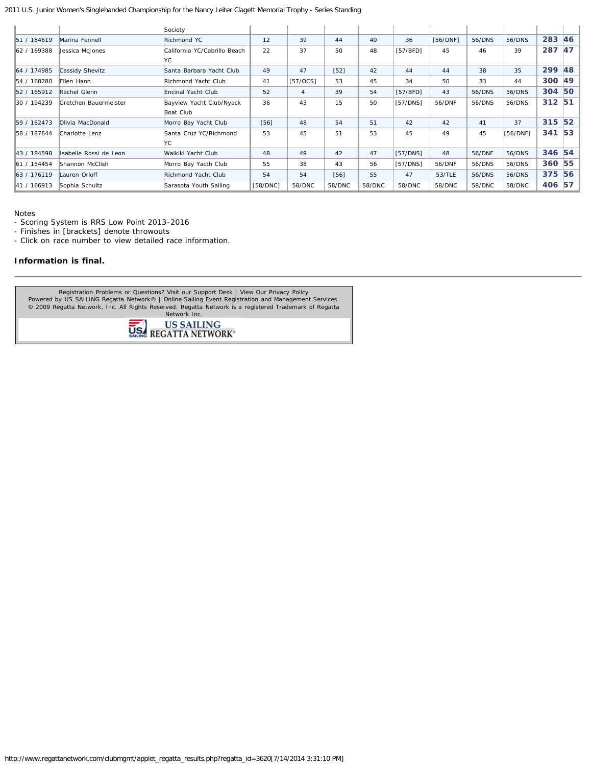| | | | | | | | | | | | | |
|---|---|---|---|---|---|---|---|---|---|---|---|---|
| | | Society | | | | | | | | | | |
| 51 / 184619 | Marina Fennell | Richmond YC | 12 | 39 | 44 | 40 | 36 | [56/DNF] | 56/DNS | 56/DNS | 283 | 46 |
| 62 / 169388 | Jessica McJones | California YC/Cabrillo Beach YC | 22 | 37 | 50 | 48 | [57/BFD] | 45 | 46 | 39 | 287 | 47 |
| 64 / 174985 | Cassidy Shevitz | Santa Barbara Yacht Club | 49 | 47 | [52] | 42 | 44 | 44 | 38 | 35 | 299 | 48 |
| 54 / 168280 | Ellen Hann | Richmond Yacht Club | 41 | [57/OCS] | 53 | 45 | 34 | 50 | 33 | 44 | 300 | 49 |
| 52 / 165912 | Rachel Glenn | Encinal Yacht Club | 52 | 4 | 39 | 54 | [57/BFD] | 43 | 56/DNS | 56/DNS | 304 | 50 |
| 30 / 194239 | Gretchen Bauermeister | Bayview Yacht Club/Nyack Boat Club | 36 | 43 | 15 | 50 | [57/DNS] | 56/DNF | 56/DNS | 56/DNS | 312 | 51 |
| 59 / 162473 | Olivia MacDonald | Morro Bay Yacht Club | [56] | 48 | 54 | 51 | 42 | 42 | 41 | 37 | 315 | 52 |
| 58 / 187644 | Charlotte Lenz | Santa Cruz YC/Richmond YC | 53 | 45 | 51 | 53 | 45 | 49 | 45 | [56/DNF] | 341 | 53 |
| 43 / 184598 | Isabelle Rossi de Leon | Waikiki Yacht Club | 48 | 49 | 42 | 47 | [57/DNS] | 48 | 56/DNF | 56/DNS | 346 | 54 |
| 61 / 154454 | Shannon McClish | Morro Bay Yacth Club | 55 | 38 | 43 | 56 | [57/DNS] | 56/DNF | 56/DNS | 56/DNS | 360 | 55 |
| 63 / 176119 | Lauren Orloff | Richmond Yacht Club | 54 | 54 | [56] | 55 | 47 | 53/TLE | 56/DNS | 56/DNS | 375 | 56 |
| 41 / 166913 | Sophia Schultz | Sarasota Youth Sailing | [58/DNC] | 58/DNC | 58/DNC | 58/DNC | 58/DNC | 58/DNC | 58/DNC | 58/DNC | 406 | 57 |

Notes
- Scoring System is RRS Low Point 2013-2016
- Finishes in [brackets] denote throwouts
- Click on race number to view detailed race information.

**Information is final.**

Registration Problems or Questions? Visit our Support Desk | View Our Privacy Policy
Powered by US SAILING Regatta Network® | Online Sailing Event Registration and Management Services.
© 2009 Regatta Network, Inc. All Rights Reserved. Regatta Network is a registered Trademark of Regatta Network Inc.

US SAILING REGATTA NETWORK®